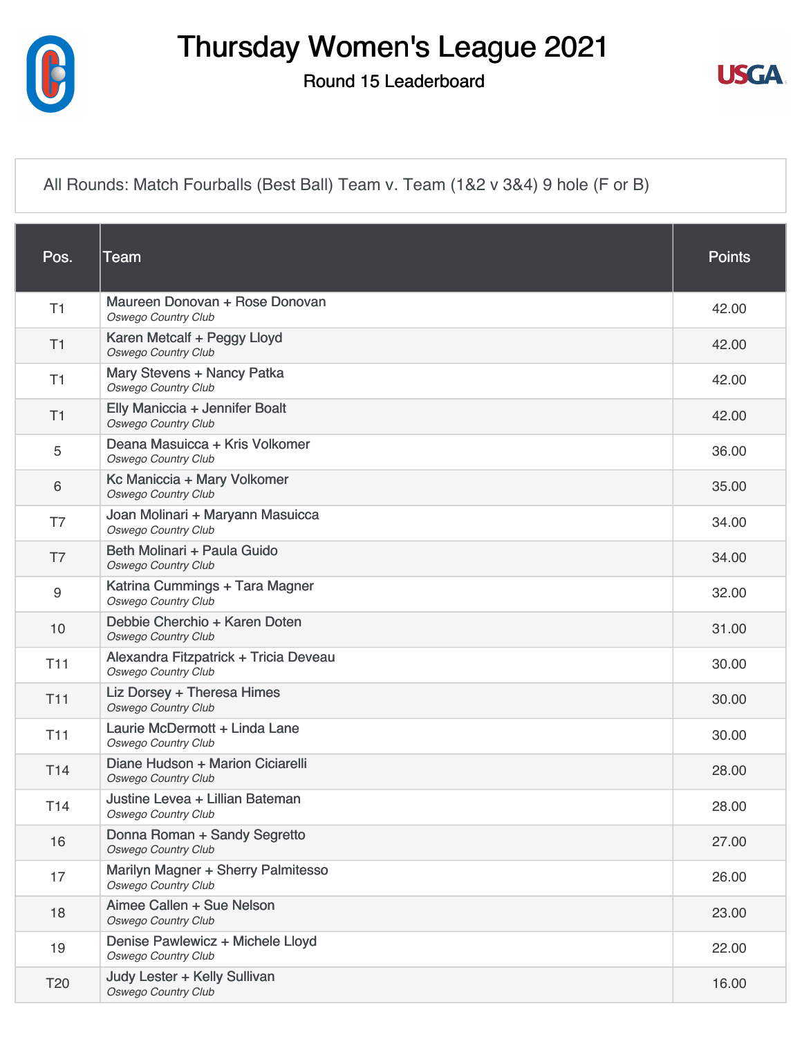# Thursday Women's League 2021

## Round 15 Leaderboard

All Rounds: Match Fourballs (Best Ball) Team v. Team (1&2 v 3&4) 9 hole (F or B)

| Pos. | Team | Points |
|---|---|---|
| T1 | Maureen Donovan + Rose Donovan<br>*Oswego Country Club* | 42.00 |
| T1 | Karen Metcalf + Peggy Lloyd<br>*Oswego Country Club* | 42.00 |
| T1 | Mary Stevens + Nancy Patka<br>*Oswego Country Club* | 42.00 |
| T1 | Elly Maniccia + Jennifer Boalt<br>*Oswego Country Club* | 42.00 |
| 5 | Deana Masuicca + Kris Volkomer<br>*Oswego Country Club* | 36.00 |
| 6 | Kc Maniccia + Mary Volkomer<br>*Oswego Country Club* | 35.00 |
| T7 | Joan Molinari + Maryann Masuicca<br>*Oswego Country Club* | 34.00 |
| T7 | Beth Molinari + Paula Guido<br>*Oswego Country Club* | 34.00 |
| 9 | Katrina Cummings + Tara Magner<br>*Oswego Country Club* | 32.00 |
| 10 | Debbie Cherchio + Karen Doten<br>*Oswego Country Club* | 31.00 |
| T11 | Alexandra Fitzpatrick + Tricia Deveau<br>*Oswego Country Club* | 30.00 |
| T11 | Liz Dorsey + Theresa Himes<br>*Oswego Country Club* | 30.00 |
| T11 | Laurie McDermott + Linda Lane<br>*Oswego Country Club* | 30.00 |
| T14 | Diane Hudson + Marion Ciciarelli<br>*Oswego Country Club* | 28.00 |
| T14 | Justine Levea + Lillian Bateman<br>*Oswego Country Club* | 28.00 |
| 16 | Donna Roman + Sandy Segretto<br>*Oswego Country Club* | 27.00 |
| 17 | Marilyn Magner + Sherry Palmitesso<br>*Oswego Country Club* | 26.00 |
| 18 | Aimee Callen + Sue Nelson<br>*Oswego Country Club* | 23.00 |
| 19 | Denise Pawlewicz + Michele Lloyd<br>*Oswego Country Club* | 22.00 |
| T20 | Judy Lester + Kelly Sullivan<br>*Oswego Country Club* | 16.00 |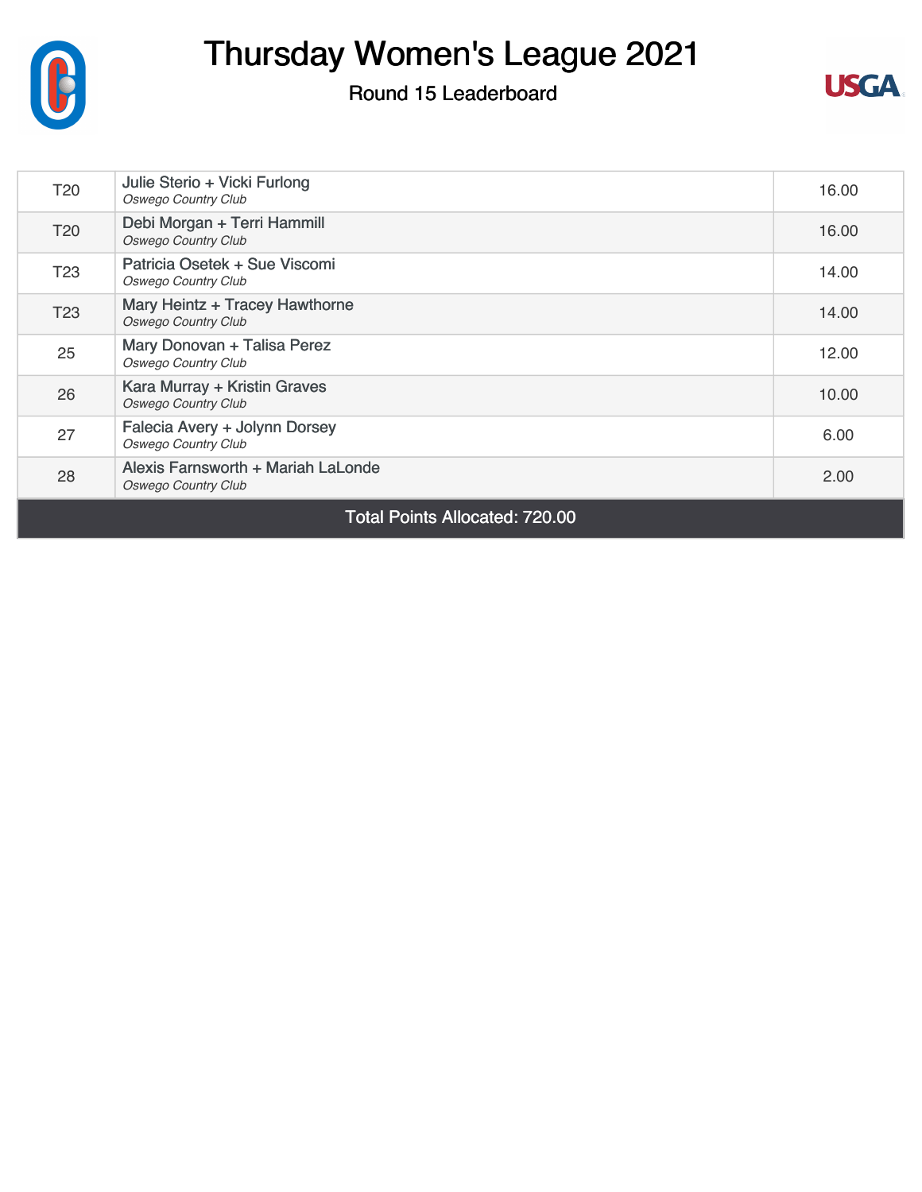# Thursday Women's League 2021

## Round 15 Leaderboard

| Pos | Team | Points |
|---|---|---|
| T20 | Julie Sterio + Vicki Furlong<br>*Oswego Country Club* | 16.00 |
| T20 | Debi Morgan + Terri Hammill<br>*Oswego Country Club* | 16.00 |
| T23 | Patricia Osetek + Sue Viscomi<br>*Oswego Country Club* | 14.00 |
| T23 | Mary Heintz + Tracey Hawthorne<br>*Oswego Country Club* | 14.00 |
| 25 | Mary Donovan + Talisa Perez<br>*Oswego Country Club* | 12.00 |
| 26 | Kara Murray + Kristin Graves<br>*Oswego Country Club* | 10.00 |
| 27 | Falecia Avery + Jolynn Dorsey<br>*Oswego Country Club* | 6.00 |
| 28 | Alexis Farnsworth + Mariah LaLonde<br>*Oswego Country Club* | 2.00 |
| Total Points Allocated: 720.00 | | |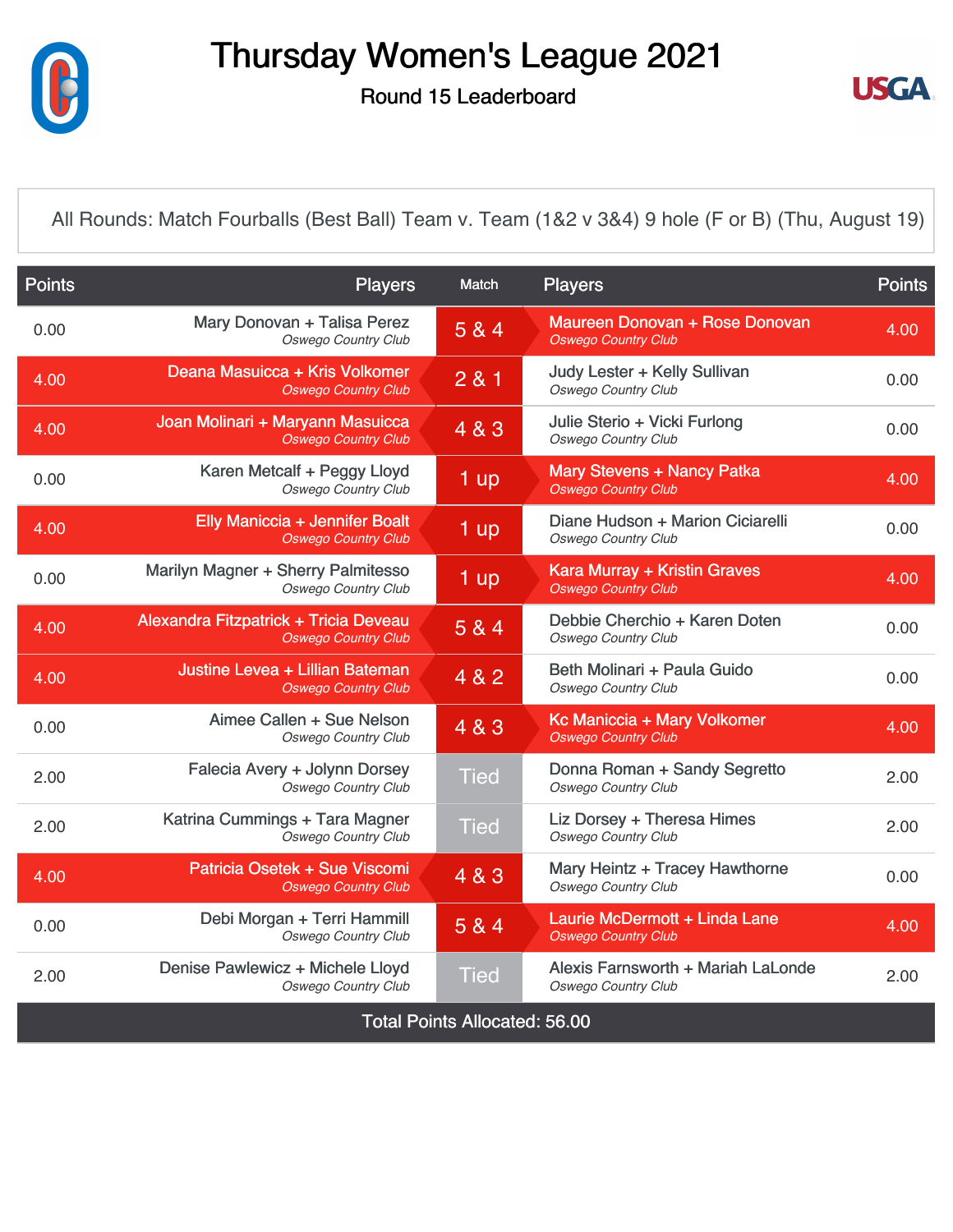# Thursday Women's League 2021

Round 15 Leaderboard

All Rounds: Match Fourballs (Best Ball) Team v. Team (1&2 v 3&4) 9 hole (F or B) (Thu, August 19)

| Points | Players | Match | Players | Points |
|---|---|---|---|---|
| 0.00 | Mary Donovan + Talisa Perez<br>*Oswego Country Club* | 5 & 4 | Maureen Donovan + Rose Donovan<br>*Oswego Country Club* | 4.00 |
| 4.00 | Deana Masuicca + Kris Volkomer<br>*Oswego Country Club* | 2 & 1 | Judy Lester + Kelly Sullivan<br>*Oswego Country Club* | 0.00 |
| 4.00 | Joan Molinari + Maryann Masuicca<br>*Oswego Country Club* | 4 & 3 | Julie Sterio + Vicki Furlong<br>*Oswego Country Club* | 0.00 |
| 0.00 | Karen Metcalf + Peggy Lloyd<br>*Oswego Country Club* | 1 up | Mary Stevens + Nancy Patka<br>*Oswego Country Club* | 4.00 |
| 4.00 | Elly Maniccia + Jennifer Boalt<br>*Oswego Country Club* | 1 up | Diane Hudson + Marion Ciciarelli<br>*Oswego Country Club* | 0.00 |
| 0.00 | Marilyn Magner + Sherry Palmitesso<br>*Oswego Country Club* | 1 up | Kara Murray + Kristin Graves<br>*Oswego Country Club* | 4.00 |
| 4.00 | Alexandra Fitzpatrick + Tricia Deveau<br>*Oswego Country Club* | 5 & 4 | Debbie Cherchio + Karen Doten<br>*Oswego Country Club* | 0.00 |
| 4.00 | Justine Levea + Lillian Bateman<br>*Oswego Country Club* | 4 & 2 | Beth Molinari + Paula Guido<br>*Oswego Country Club* | 0.00 |
| 0.00 | Aimee Callen + Sue Nelson<br>*Oswego Country Club* | 4 & 3 | Kc Maniccia + Mary Volkomer<br>*Oswego Country Club* | 4.00 |
| 2.00 | Falecia Avery + Jolynn Dorsey<br>*Oswego Country Club* | Tied | Donna Roman + Sandy Segretto<br>*Oswego Country Club* | 2.00 |
| 2.00 | Katrina Cummings + Tara Magner<br>*Oswego Country Club* | Tied | Liz Dorsey + Theresa Himes<br>*Oswego Country Club* | 2.00 |
| 4.00 | Patricia Osetek + Sue Viscomi<br>*Oswego Country Club* | 4 & 3 | Mary Heintz + Tracey Hawthorne<br>*Oswego Country Club* | 0.00 |
| 0.00 | Debi Morgan + Terri Hammill<br>*Oswego Country Club* | 5 & 4 | Laurie McDermott + Linda Lane<br>*Oswego Country Club* | 4.00 |
| 2.00 | Denise Pawlewicz + Michele Lloyd<br>*Oswego Country Club* | Tied | Alexis Farnsworth + Mariah LaLonde<br>*Oswego Country Club* | 2.00 |

Total Points Allocated: 56.00